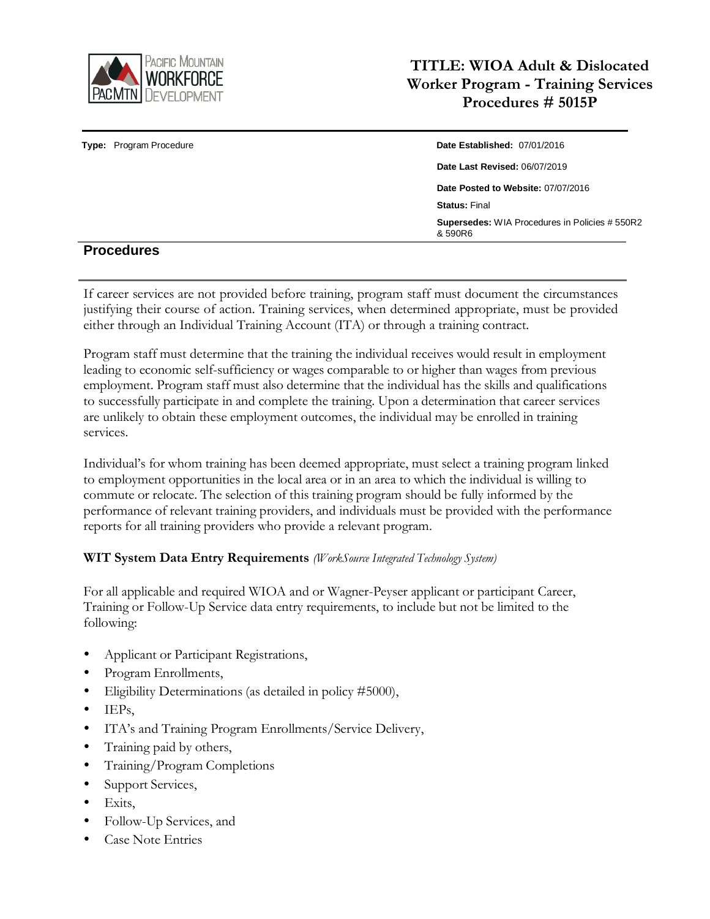# TITLE: WIOA Adult & Dislocated Worker Program - Training Services Procedures # 5015P

**Type:** Program Procedure

**Date Established:** 07/01/2016

**Date Last Revised:** 06/07/2019

**Date Posted to Website:** 07/07/2016

**Status:** Final

**Supersedes:** WIA Procedures in Policies # 550R2 & 590R6

## Procedures

If career services are not provided before training, program staff must document the circumstances justifying their course of action. Training services, when determined appropriate, must be provided either through an Individual Training Account (ITA) or through a training contract.

Program staff must determine that the training the individual receives would result in employment leading to economic self-sufficiency or wages comparable to or higher than wages from previous employment. Program staff must also determine that the individual has the skills and qualifications to successfully participate in and complete the training. Upon a determination that career services are unlikely to obtain these employment outcomes, the individual may be enrolled in training services.

Individual's for whom training has been deemed appropriate, must select a training program linked to employment opportunities in the local area or in an area to which the individual is willing to commute or relocate. The selection of this training program should be fully informed by the performance of relevant training providers, and individuals must be provided with the performance reports for all training providers who provide a relevant program.

**WIT System Data Entry Requirements** *(WorkSource Integrated Technology System)*

For all applicable and required WIOA and or Wagner-Peyser applicant or participant Career, Training or Follow-Up Service data entry requirements, to include but not be limited to the following:

- Applicant or Participant Registrations,
- Program Enrollments,
- Eligibility Determinations (as detailed in policy #5000),
- IEPs,
- ITA's and Training Program Enrollments/Service Delivery,
- Training paid by others,
- Training/Program Completions
- Support Services,
- Exits,
- Follow-Up Services, and
- Case Note Entries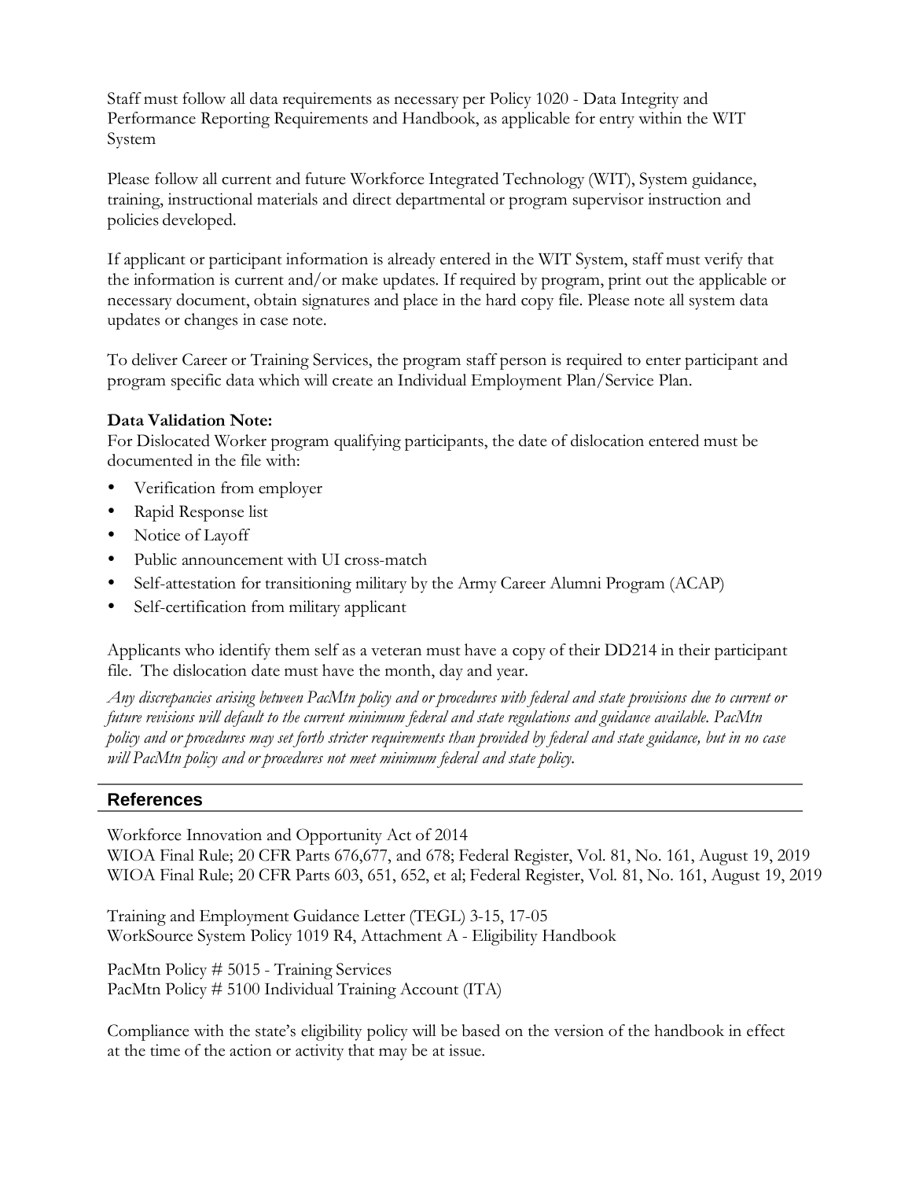Staff must follow all data requirements as necessary per Policy 1020 - Data Integrity and Performance Reporting Requirements and Handbook, as applicable for entry within the WIT System

Please follow all current and future Workforce Integrated Technology (WIT), System guidance, training, instructional materials and direct departmental or program supervisor instruction and policies developed.

If applicant or participant information is already entered in the WIT System, staff must verify that the information is current and/or make updates. If required by program, print out the applicable or necessary document, obtain signatures and place in the hard copy file. Please note all system data updates or changes in case note.

To deliver Career or Training Services, the program staff person is required to enter participant and program specific data which will create an Individual Employment Plan/Service Plan.

**Data Validation Note:**
For Dislocated Worker program qualifying participants, the date of dislocation entered must be documented in the file with:

- Verification from employer
- Rapid Response list
- Notice of Layoff
- Public announcement with UI cross-match
- Self-attestation for transitioning military by the Army Career Alumni Program (ACAP)
- Self-certification from military applicant

Applicants who identify them self as a veteran must have a copy of their DD214 in their participant file. The dislocation date must have the month, day and year.

*Any discrepancies arising between PacMtn policy and or procedures with federal and state provisions due to current or future revisions will default to the current minimum federal and state regulations and guidance available. PacMtn policy and or procedures may set forth stricter requirements than provided by federal and state guidance, but in no case will PacMtn policy and or procedures not meet minimum federal and state policy.*

## References

Workforce Innovation and Opportunity Act of 2014
WIOA Final Rule; 20 CFR Parts 676,677, and 678; Federal Register, Vol. 81, No. 161, August 19, 2019
WIOA Final Rule; 20 CFR Parts 603, 651, 652, et al; Federal Register, Vol. 81, No. 161, August 19, 2019

Training and Employment Guidance Letter (TEGL) 3-15, 17-05
WorkSource System Policy 1019 R4, Attachment A - Eligibility Handbook

PacMtn Policy # 5015 - Training Services
PacMtn Policy # 5100 Individual Training Account (ITA)

Compliance with the state's eligibility policy will be based on the version of the handbook in effect at the time of the action or activity that may be at issue.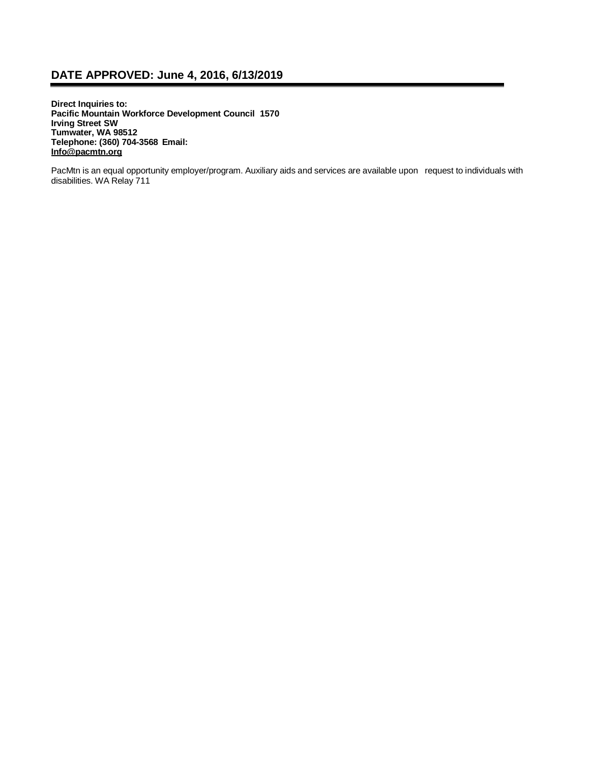## DATE APPROVED: June 4, 2016, 6/13/2019

**Direct Inquiries to:**
**Pacific Mountain Workforce Development Council 1570 Irving Street SW**
**Tumwater, WA 98512**
**Telephone: (360) 704-3568 Email: Info@pacmtn.org**

PacMtn is an equal opportunity employer/program. Auxiliary aids and services are available upon request to individuals with disabilities. WA Relay 711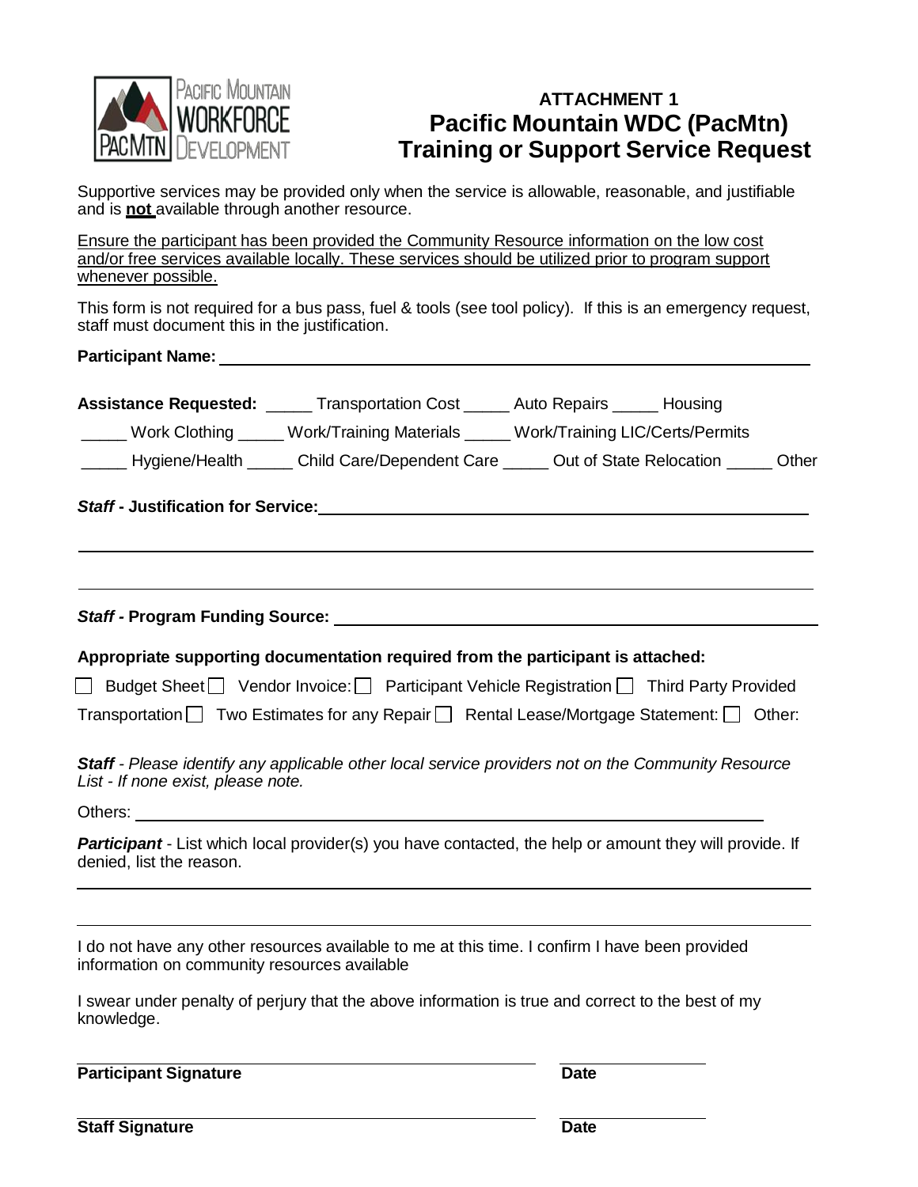**ATTACHMENT 1**

# Pacific Mountain WDC (PacMtn) Training or Support Service Request

Supportive services may be provided only when the service is allowable, reasonable, and justifiable and is **not** available through another resource.

Ensure the participant has been provided the Community Resource information on the low cost and/or free services available locally. These services should be utilized prior to program support whenever possible.

This form is not required for a bus pass, fuel & tools (see tool policy). If this is an emergency request, staff must document this in the justification.

**Participant Name:** ______________________________________________

**Assistance Requested:** _____ Transportation Cost _____ Auto Repairs _____ Housing

_____ Work Clothing _____ Work/Training Materials _____ Work/Training LIC/Certs/Permits

_____ Hygiene/Health _____ Child Care/Dependent Care _____ Out of State Relocation _____ Other

***Staff*** **- Justification for Service:** ______________________________________________

______________________________________________

______________________________________________

***Staff*** **- Program Funding Source:** ______________________________________________

**Appropriate supporting documentation required from the participant is attached:**

☐ Budget Sheet ☐ Vendor Invoice: ☐ Participant Vehicle Registration ☐ Third Party Provided Transportation ☐ Two Estimates for any Repair ☐ Rental Lease/Mortgage Statement: ☐ Other:

***Staff*** *- Please identify any applicable other local service providers not on the Community Resource List - If none exist, please note.*

Others: ______________________________________________

***Participant*** - List which local provider(s) you have contacted, the help or amount they will provide. If denied, list the reason.

______________________________________________

______________________________________________

I do not have any other resources available to me at this time. I confirm I have been provided information on community resources available

I swear under penalty of perjury that the above information is true and correct to the best of my knowledge.

______________________________________________ ____________________

**Participant Signature** **Date**

______________________________________________ ____________________

**Staff Signature** **Date**